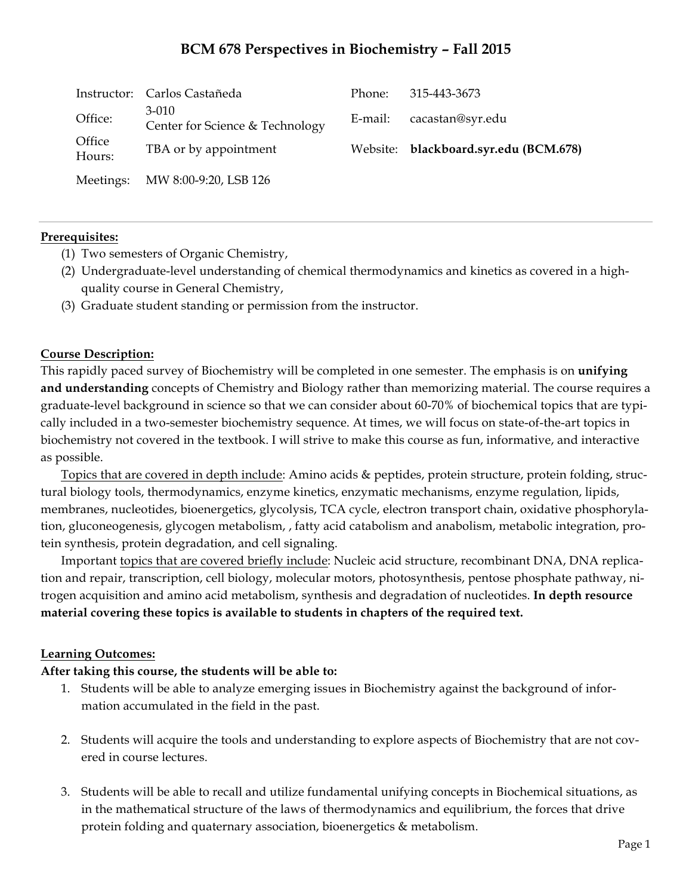# BCM 678 Perspectives in Biochemistry – Fall 2015

| | | | |
|---|---|---|---|
| Instructor: | Carlos Castañeda | Phone: | 315-443-3673 |
| Office: | 3-010 Center for Science & Technology | E-mail: | cacastan@syr.edu |
| Office Hours: | TBA or by appointment | Website: | **blackboard.syr.edu (BCM.678)** |
| Meetings: | MW 8:00-9:20, LSB 126 | | |

## Prerequisites:

(1) Two semesters of Organic Chemistry,
(2) Undergraduate-level understanding of chemical thermodynamics and kinetics as covered in a high-quality course in General Chemistry,
(3) Graduate student standing or permission from the instructor.

## Course Description:

This rapidly paced survey of Biochemistry will be completed in one semester. The emphasis is on **unifying and understanding** concepts of Chemistry and Biology rather than memorizing material. The course requires a graduate-level background in science so that we can consider about 60-70% of biochemical topics that are typically included in a two-semester biochemistry sequence. At times, we will focus on state-of-the-art topics in biochemistry not covered in the textbook. I will strive to make this course as fun, informative, and interactive as possible.

Topics that are covered in depth include: Amino acids & peptides, protein structure, protein folding, structural biology tools, thermodynamics, enzyme kinetics, enzymatic mechanisms, enzyme regulation, lipids, membranes, nucleotides, bioenergetics, glycolysis, TCA cycle, electron transport chain, oxidative phosphorylation, gluconeogenesis, glycogen metabolism, , fatty acid catabolism and anabolism, metabolic integration, protein synthesis, protein degradation, and cell signaling.

Important topics that are covered briefly include: Nucleic acid structure, recombinant DNA, DNA replication and repair, transcription, cell biology, molecular motors, photosynthesis, pentose phosphate pathway, nitrogen acquisition and amino acid metabolism, synthesis and degradation of nucleotides. **In depth resource material covering these topics is available to students in chapters of the required text.**

## Learning Outcomes:

**After taking this course, the students will be able to:**

1. Students will be able to analyze emerging issues in Biochemistry against the background of information accumulated in the field in the past.

2. Students will acquire the tools and understanding to explore aspects of Biochemistry that are not covered in course lectures.

3. Students will be able to recall and utilize fundamental unifying concepts in Biochemical situations, as in the mathematical structure of the laws of thermodynamics and equilibrium, the forces that drive protein folding and quaternary association, bioenergetics & metabolism.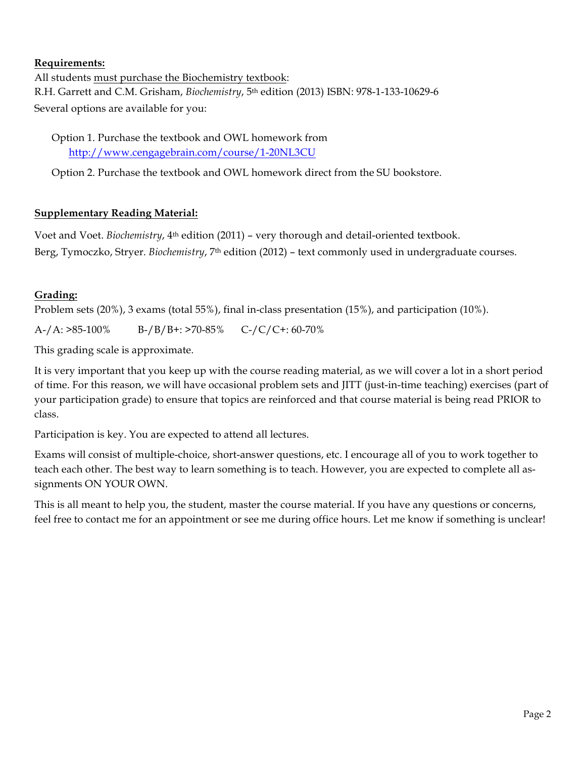**Requirements:**

All students <u>must purchase the Biochemistry textbook</u>:

R.H. Garrett and C.M. Grisham, *Biochemistry*, 5th edition (2013) ISBN: 978-1-133-10629-6

Several options are available for you:

Option 1. Purchase the textbook and OWL homework from [http://www.cengagebrain.com/course/1-20NL3CU](http://www.cengagebrain.com/course/1-20NL3CU)

Option 2. Purchase the textbook and OWL homework direct from the SU bookstore.

**Supplementary Reading Material:**

Voet and Voet. *Biochemistry*, 4th edition (2011) – very thorough and detail-oriented textbook.

Berg, Tymoczko, Stryer. *Biochemistry*, 7th edition (2012) – text commonly used in undergraduate courses.

**Grading:**

Problem sets (20%), 3 exams (total 55%), final in-class presentation (15%), and participation (10%).

A-/A: >85-100%  B-/B/B+: >70-85%  C-/C/C+: 60-70%

This grading scale is approximate.

It is very important that you keep up with the course reading material, as we will cover a lot in a short period of time. For this reason, we will have occasional problem sets and JITT (just-in-time teaching) exercises (part of your participation grade) to ensure that topics are reinforced and that course material is being read PRIOR to class.

Participation is key. You are expected to attend all lectures.

Exams will consist of multiple-choice, short-answer questions, etc. I encourage all of you to work together to teach each other. The best way to learn something is to teach. However, you are expected to complete all assignments ON YOUR OWN.

This is all meant to help you, the student, master the course material. If you have any questions or concerns, feel free to contact me for an appointment or see me during office hours. Let me know if something is unclear!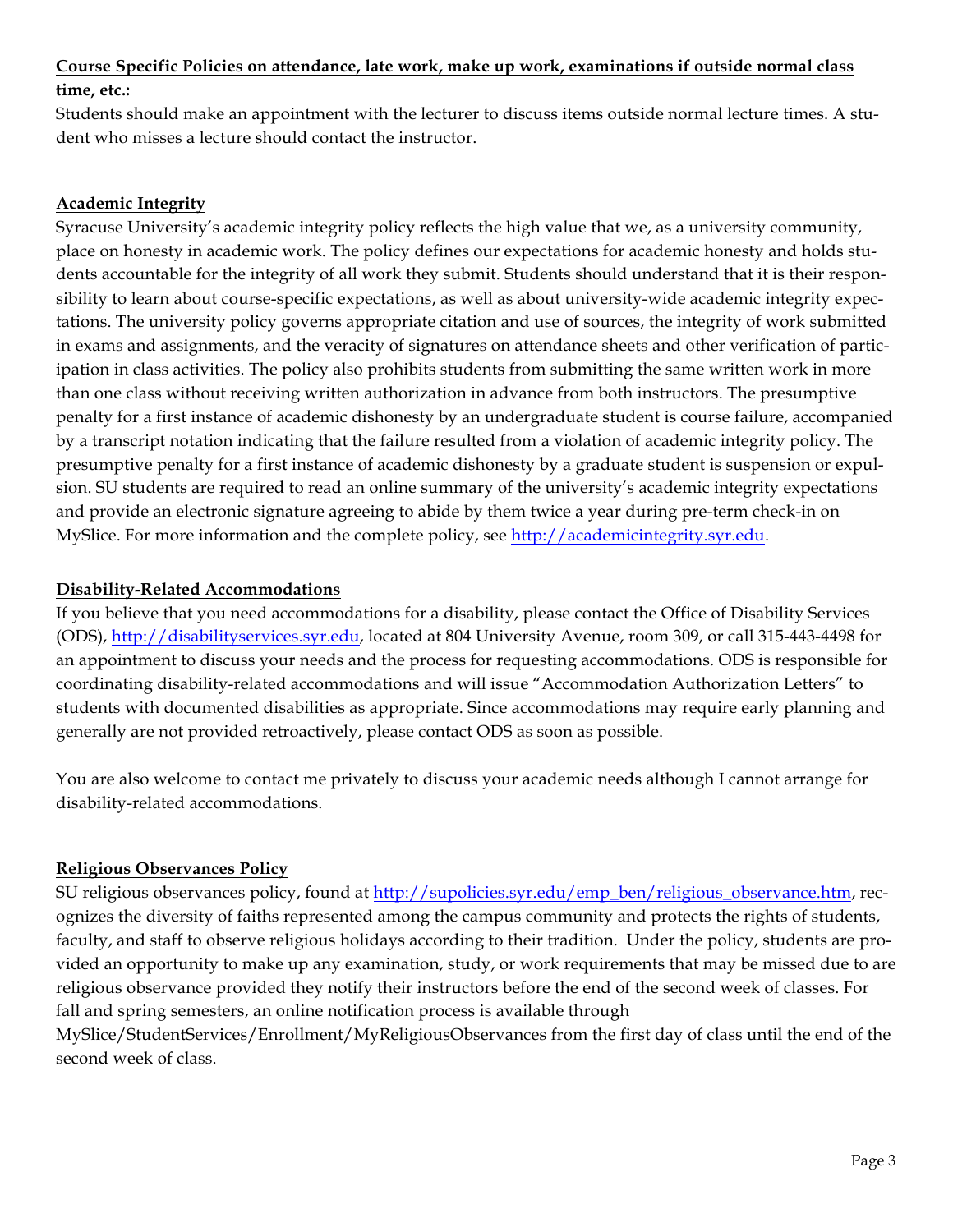**Course Specific Policies on attendance, late work, make up work, examinations if outside normal class time, etc.:**

Students should make an appointment with the lecturer to discuss items outside normal lecture times. A student who misses a lecture should contact the instructor.

**Academic Integrity**

Syracuse University's academic integrity policy reflects the high value that we, as a university community, place on honesty in academic work. The policy defines our expectations for academic honesty and holds students accountable for the integrity of all work they submit. Students should understand that it is their responsibility to learn about course-specific expectations, as well as about university-wide academic integrity expectations. The university policy governs appropriate citation and use of sources, the integrity of work submitted in exams and assignments, and the veracity of signatures on attendance sheets and other verification of participation in class activities. The policy also prohibits students from submitting the same written work in more than one class without receiving written authorization in advance from both instructors. The presumptive penalty for a first instance of academic dishonesty by an undergraduate student is course failure, accompanied by a transcript notation indicating that the failure resulted from a violation of academic integrity policy. The presumptive penalty for a first instance of academic dishonesty by a graduate student is suspension or expulsion. SU students are required to read an online summary of the university's academic integrity expectations and provide an electronic signature agreeing to abide by them twice a year during pre-term check-in on MySlice. For more information and the complete policy, see http://academicintegrity.syr.edu.

**Disability-Related Accommodations**

If you believe that you need accommodations for a disability, please contact the Office of Disability Services (ODS), http://disabilityservices.syr.edu, located at 804 University Avenue, room 309, or call 315-443-4498 for an appointment to discuss your needs and the process for requesting accommodations. ODS is responsible for coordinating disability-related accommodations and will issue "Accommodation Authorization Letters" to students with documented disabilities as appropriate. Since accommodations may require early planning and generally are not provided retroactively, please contact ODS as soon as possible.

You are also welcome to contact me privately to discuss your academic needs although I cannot arrange for disability-related accommodations.

**Religious Observances Policy**

SU religious observances policy, found at http://supolicies.syr.edu/emp_ben/religious_observance.htm, recognizes the diversity of faiths represented among the campus community and protects the rights of students, faculty, and staff to observe religious holidays according to their tradition. Under the policy, students are provided an opportunity to make up any examination, study, or work requirements that may be missed due to are religious observance provided they notify their instructors before the end of the second week of classes. For fall and spring semesters, an online notification process is available through MySlice/StudentServices/Enrollment/MyReligiousObservances from the first day of class until the end of the second week of class.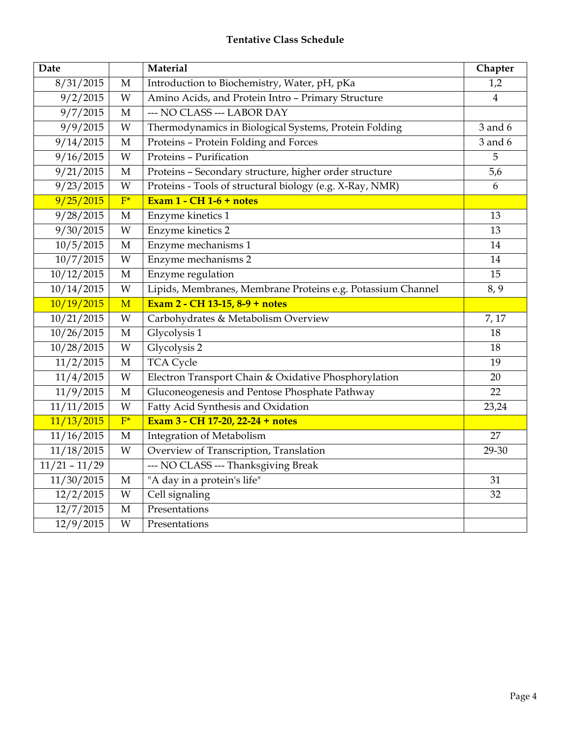**Tentative Class Schedule**

| Date | | Material | Chapter |
|---|---|---|---|
| 8/31/2015 | M | Introduction to Biochemistry, Water, pH, pKa | 1,2 |
| 9/2/2015 | W | Amino Acids, and Protein Intro – Primary Structure | 4 |
| 9/7/2015 | M | --- NO CLASS --- LABOR DAY | |
| 9/9/2015 | W | Thermodynamics in Biological Systems, Protein Folding | 3 and 6 |
| 9/14/2015 | M | Proteins – Protein Folding and Forces | 3 and 6 |
| 9/16/2015 | W | Proteins – Purification | 5 |
| 9/21/2015 | M | Proteins – Secondary structure, higher order structure | 5,6 |
| 9/23/2015 | W | Proteins - Tools of structural biology (e.g. X-Ray, NMR) | 6 |
| 9/25/2015 | F* | **Exam 1 - CH 1-6 + notes** | |
| 9/28/2015 | M | Enzyme kinetics 1 | 13 |
| 9/30/2015 | W | Enzyme kinetics 2 | 13 |
| 10/5/2015 | M | Enzyme mechanisms 1 | 14 |
| 10/7/2015 | W | Enzyme mechanisms 2 | 14 |
| 10/12/2015 | M | Enzyme regulation | 15 |
| 10/14/2015 | W | Lipids, Membranes, Membrane Proteins e.g. Potassium Channel | 8, 9 |
| 10/19/2015 | M | **Exam 2 - CH 13-15, 8-9 + notes** | |
| 10/21/2015 | W | Carbohydrates & Metabolism Overview | 7, 17 |
| 10/26/2015 | M | Glycolysis 1 | 18 |
| 10/28/2015 | W | Glycolysis 2 | 18 |
| 11/2/2015 | M | TCA Cycle | 19 |
| 11/4/2015 | W | Electron Transport Chain & Oxidative Phosphorylation | 20 |
| 11/9/2015 | M | Gluconeogenesis and Pentose Phosphate Pathway | 22 |
| 11/11/2015 | W | Fatty Acid Synthesis and Oxidation | 23,24 |
| 11/13/2015 | F* | **Exam 3 - CH 17-20, 22-24 + notes** | |
| 11/16/2015 | M | Integration of Metabolism | 27 |
| 11/18/2015 | W | Overview of Transcription, Translation | 29-30 |
| 11/21 – 11/29 | | --- NO CLASS --- Thanksgiving Break | |
| 11/30/2015 | M | "A day in a protein's life" | 31 |
| 12/2/2015 | W | Cell signaling | 32 |
| 12/7/2015 | M | Presentations | |
| 12/9/2015 | W | Presentations | |